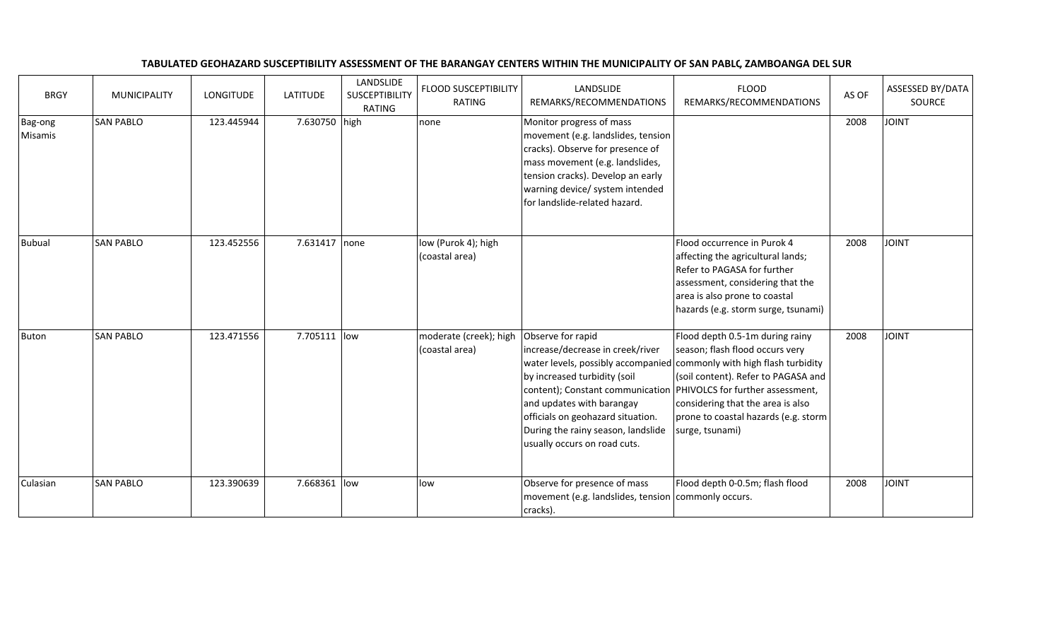**TABULATED GEOHAZARD SUSCEPTIBILITY ASSESSMENT OF THE BARANGAY CENTERS WITHIN THE MUNICIPALITY OF SAN PABLO, ZAMBOANGA DEL SUR**

| BRGY | MUNICIPALITY | LONGITUDE | LATITUDE | LANDSLIDE SUSCEPTIBILITY RATING | FLOOD SUSCEPTIBILITY RATING | LANDSLIDE REMARKS/RECOMMENDATIONS | FLOOD REMARKS/RECOMMENDATIONS | AS OF | ASSESSED BY/DATA SOURCE |
|---|---|---|---|---|---|---|---|---|---|
| Bag-ong Misamis | SAN PABLO | 123.445944 | 7.630750 | high | none | Monitor progress of mass movement (e.g. landslides, tension cracks). Observe for presence of mass movement (e.g. landslides, tension cracks). Develop an early warning device/ system intended for landslide-related hazard. | | 2008 | JOINT |
| Bubual | SAN PABLO | 123.452556 | 7.631417 | none | low (Purok 4); high (coastal area) | | Flood occurrence in Purok 4 affecting the agricultural lands; Refer to PAGASA for further assessment, considering that the area is also prone to coastal hazards (e.g. storm surge, tsunami) | 2008 | JOINT |
| Buton | SAN PABLO | 123.471556 | 7.705111 | low | moderate (creek); high (coastal area) | Observe for rapid increase/decrease in creek/river water levels, possibly accompanied by increased turbidity (soil content); Constant communication and updates with barangay officials on geohazard situation. During the rainy season, landslide usually occurs on road cuts. | Flood depth 0.5-1m during rainy season; flash flood occurs very commonly with high flash turbidity (soil content). Refer to PAGASA and PHIVOLCS for further assessment, considering that the area is also prone to coastal hazards (e.g. storm surge, tsunami) | 2008 | JOINT |
| Culasian | SAN PABLO | 123.390639 | 7.668361 | low | low | Observe for presence of mass movement (e.g. landslides, tension cracks). | Flood depth 0-0.5m; flash flood commonly occurs. | 2008 | JOINT |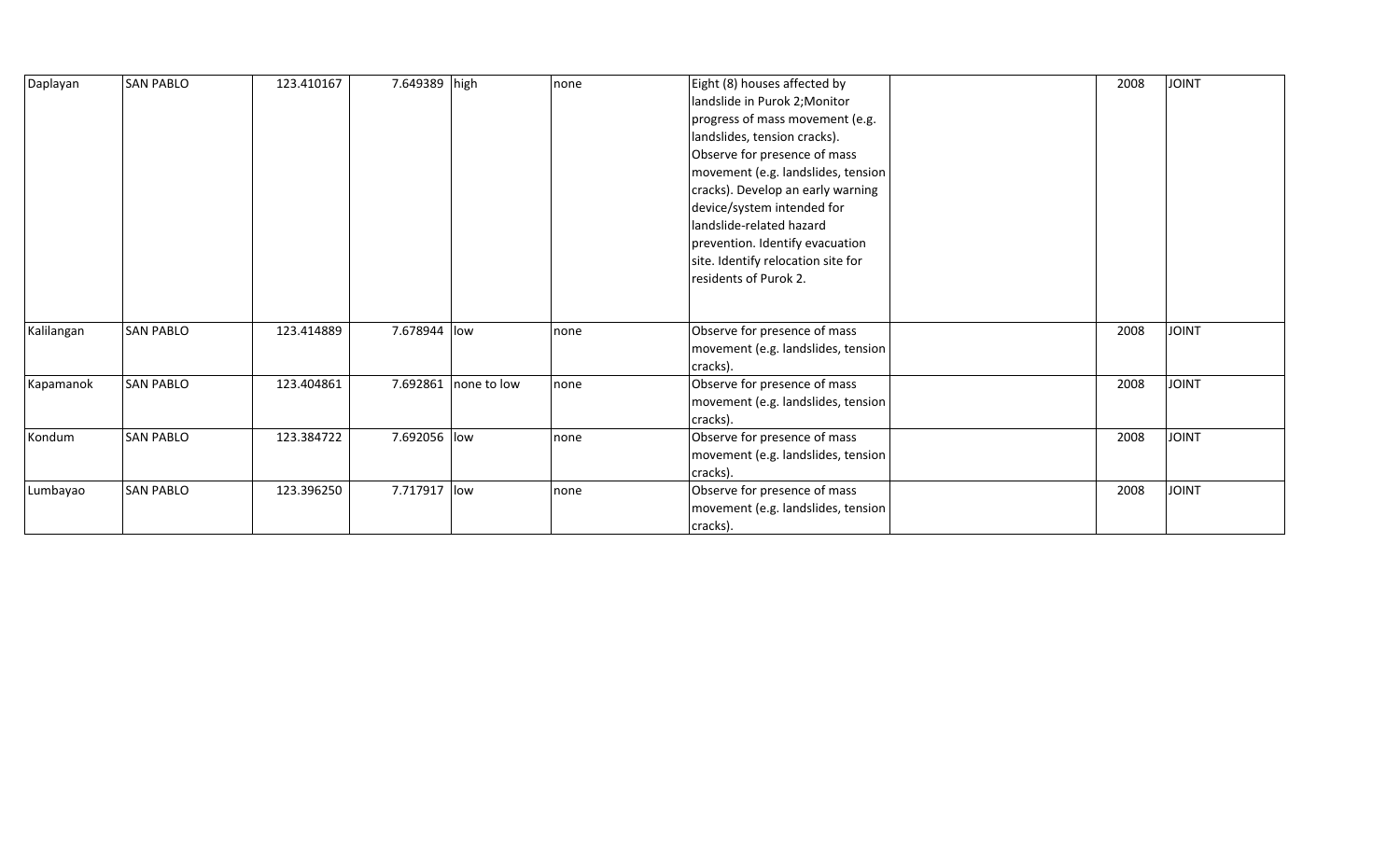| | | | | | | | | | |
|---|---|---|---|---|---|---|---|---|---|
| Daplayan | SAN PABLO | 123.410167 | 7.649389 | high | none | Eight (8) houses affected by landslide in Purok 2;Monitor progress of mass movement (e.g. landslides, tension cracks). Observe for presence of mass movement (e.g. landslides, tension cracks). Develop an early warning device/system intended for landslide-related hazard prevention. Identify evacuation site. Identify relocation site for residents of Purok 2. | | 2008 | JOINT |
| Kalilangan | SAN PABLO | 123.414889 | 7.678944 | low | none | Observe for presence of mass movement (e.g. landslides, tension cracks). | | 2008 | JOINT |
| Kapamanok | SAN PABLO | 123.404861 | 7.692861 | none to low | none | Observe for presence of mass movement (e.g. landslides, tension cracks). | | 2008 | JOINT |
| Kondum | SAN PABLO | 123.384722 | 7.692056 | low | none | Observe for presence of mass movement (e.g. landslides, tension cracks). | | 2008 | JOINT |
| Lumbayao | SAN PABLO | 123.396250 | 7.717917 | low | none | Observe for presence of mass movement (e.g. landslides, tension cracks). | | 2008 | JOINT |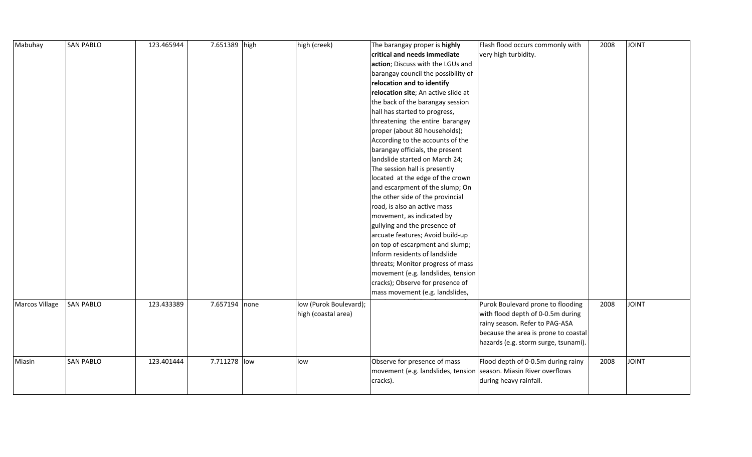| | | | | | | | | | |
|---|---|---|---|---|---|---|---|---|---|
| Mabuhay | SAN PABLO | 123.465944 | 7.651389 | high | high (creek) | The barangay proper is **highly critical and needs immediate action**; Discuss with the LGUs and barangay council the possibility of **relocation and to identify relocation site**; An active slide at the back of the barangay session hall has started to progress, threatening the entire barangay proper (about 80 households); According to the accounts of the barangay officials, the present landslide started on March 24; The session hall is presently located at the edge of the crown and escarpment of the slump; On the other side of the provincial road, is also an active mass movement, as indicated by gullying and the presence of arcuate features; Avoid build-up on top of escarpment and slump; Inform residents of landslide threats; Monitor progress of mass movement (e.g. landslides, tension cracks); Observe for presence of mass movement (e.g. landslides, | Flash flood occurs commonly with very high turbidity. | 2008 | JOINT |
| Marcos Village | SAN PABLO | 123.433389 | 7.657194 | none | low (Purok Boulevard); high (coastal area) | | Purok Boulevard prone to flooding with flood depth of 0-0.5m during rainy season. Refer to PAG-ASA because the area is prone to coastal hazards (e.g. storm surge, tsunami). | 2008 | JOINT |
| Miasin | SAN PABLO | 123.401444 | 7.711278 | low | low | Observe for presence of mass movement (e.g. landslides, tension cracks). | Flood depth of 0-0.5m during rainy season. Miasin River overflows during heavy rainfall. | 2008 | JOINT |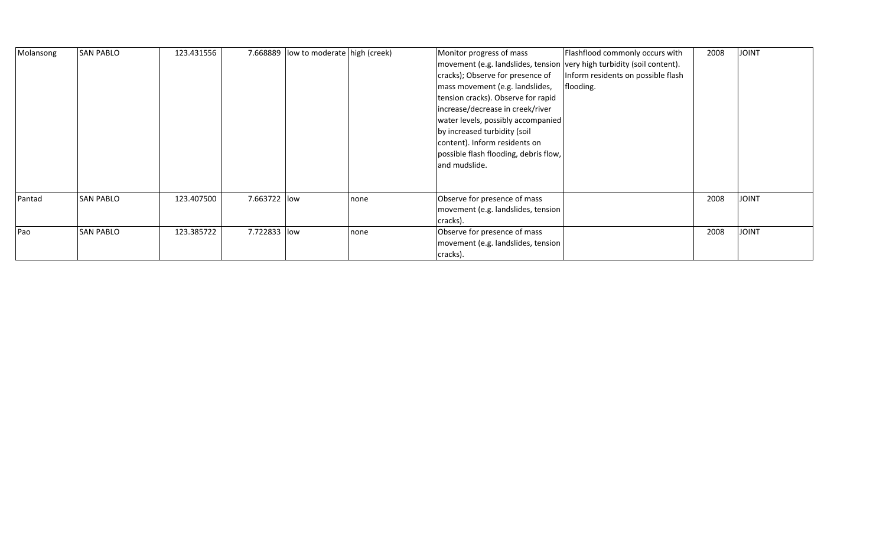| | | | | | | | | | |
|---|---|---|---|---|---|---|---|---|---|
| Molansong | SAN PABLO | 123.431556 | 7.668889 | low to moderate | high (creek) | Monitor progress of mass movement (e.g. landslides, tension cracks); Observe for presence of mass movement (e.g. landslides, tension cracks). Observe for rapid increase/decrease in creek/river water levels, possibly accompanied by increased turbidity (soil content). Inform residents on possible flash flooding, debris flow, and mudslide. | Flashflood commonly occurs with very high turbidity (soil content). Inform residents on possible flash flooding. | 2008 | JOINT |
| Pantad | SAN PABLO | 123.407500 | 7.663722 | low | none | Observe for presence of mass movement (e.g. landslides, tension cracks). | | 2008 | JOINT |
| Pao | SAN PABLO | 123.385722 | 7.722833 | low | none | Observe for presence of mass movement (e.g. landslides, tension cracks). | | 2008 | JOINT |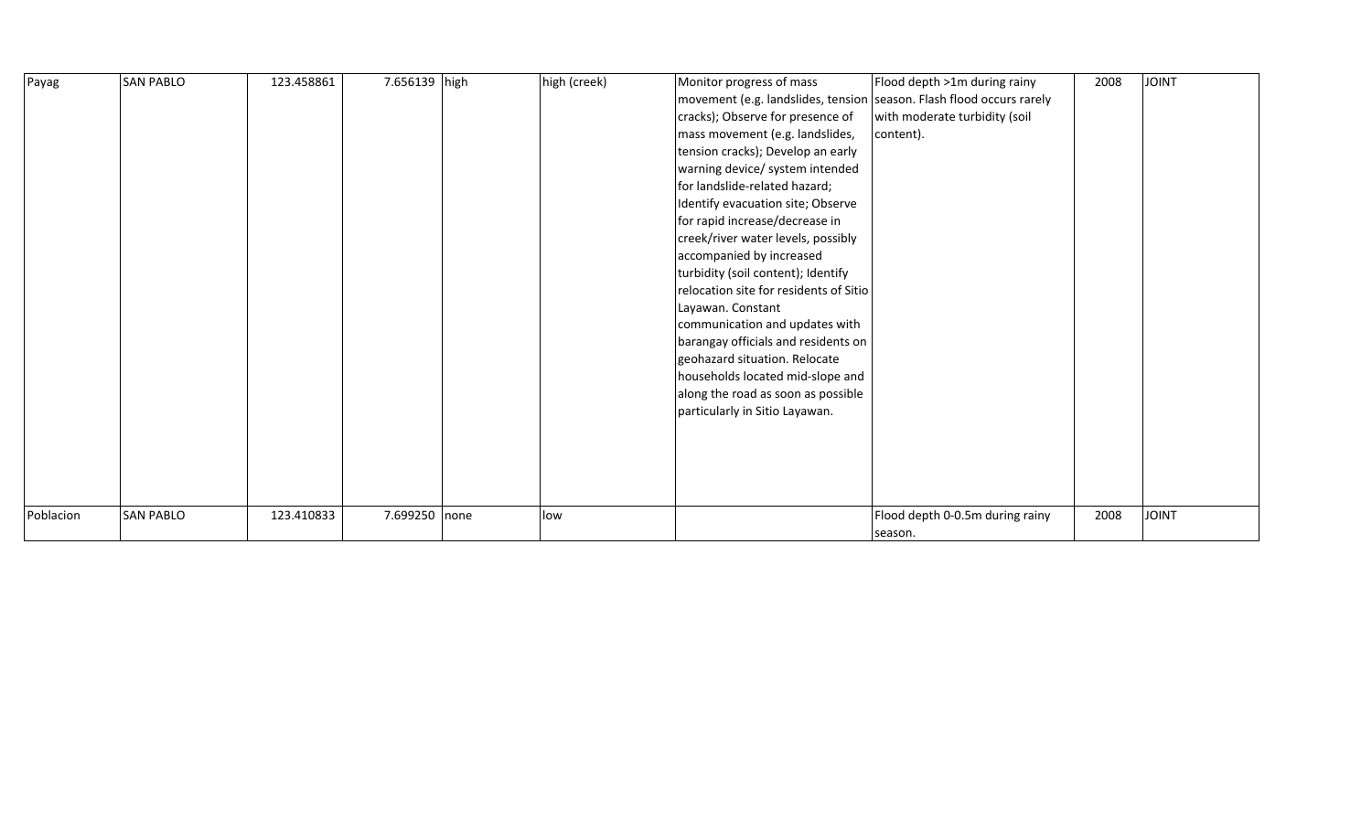| Payag | SAN PABLO | 123.458861 | 7.656139 | high | high (creek) | Monitor progress of mass movement (e.g. landslides, tension cracks); Observe for presence of mass movement (e.g. landslides, tension cracks); Develop an early warning device/ system intended for landslide-related hazard; Identify evacuation site; Observe for rapid increase/decrease in creek/river water levels, possibly accompanied by increased turbidity (soil content); Identify relocation site for residents of Sitio Layawan. Constant communication and updates with barangay officials and residents on geohazard situation. Relocate households located mid-slope and along the road as soon as possible particularly in Sitio Layawan. | Flood depth >1m during rainy season. Flash flood occurs rarely with moderate turbidity (soil content). | 2008 | JOINT |
|---|---|---|---|---|---|---|---|---|---|
| Poblacion | SAN PABLO | 123.410833 | 7.699250 | none | low | | Flood depth 0-0.5m during rainy season. | 2008 | JOINT |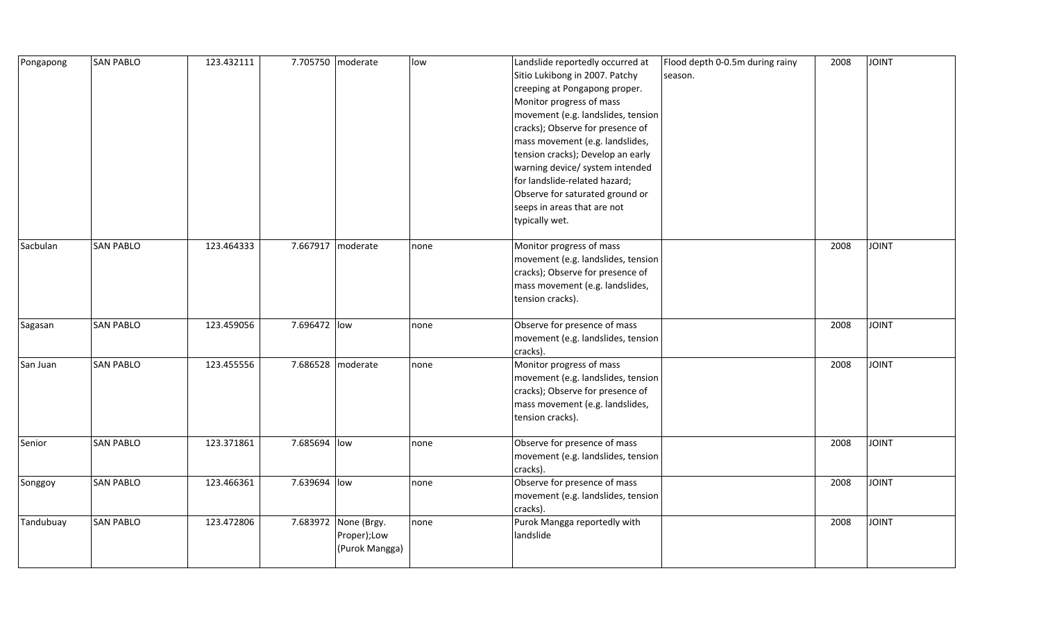| Pongapong | SAN PABLO | 123.432111 | 7.705750 | moderate | low | Landslide reportedly occurred at Sitio Lukibong in 2007. Patchy creeping at Pongapong proper. Monitor progress of mass movement (e.g. landslides, tension cracks); Observe for presence of mass movement (e.g. landslides, tension cracks); Develop an early warning device/ system intended for landslide-related hazard; Observe for saturated ground or seeps in areas that are not typically wet. | Flood depth 0-0.5m during rainy season. | 2008 | JOINT |
|---|---|---|---|---|---|---|---|---|---|
| Sacbulan | SAN PABLO | 123.464333 | 7.667917 | moderate | none | Monitor progress of mass movement (e.g. landslides, tension cracks); Observe for presence of mass movement (e.g. landslides, tension cracks). | | 2008 | JOINT |
| Sagasan | SAN PABLO | 123.459056 | 7.696472 | low | none | Observe for presence of mass movement (e.g. landslides, tension cracks). | | 2008 | JOINT |
| San Juan | SAN PABLO | 123.455556 | 7.686528 | moderate | none | Monitor progress of mass movement (e.g. landslides, tension cracks); Observe for presence of mass movement (e.g. landslides, tension cracks). | | 2008 | JOINT |
| Senior | SAN PABLO | 123.371861 | 7.685694 | low | none | Observe for presence of mass movement (e.g. landslides, tension cracks). | | 2008 | JOINT |
| Songgoy | SAN PABLO | 123.466361 | 7.639694 | low | none | Observe for presence of mass movement (e.g. landslides, tension cracks). | | 2008 | JOINT |
| Tandubuay | SAN PABLO | 123.472806 | 7.683972 | None (Brgy. Proper);Low (Purok Mangga) | none | Purok Mangga reportedly with landslide | | 2008 | JOINT |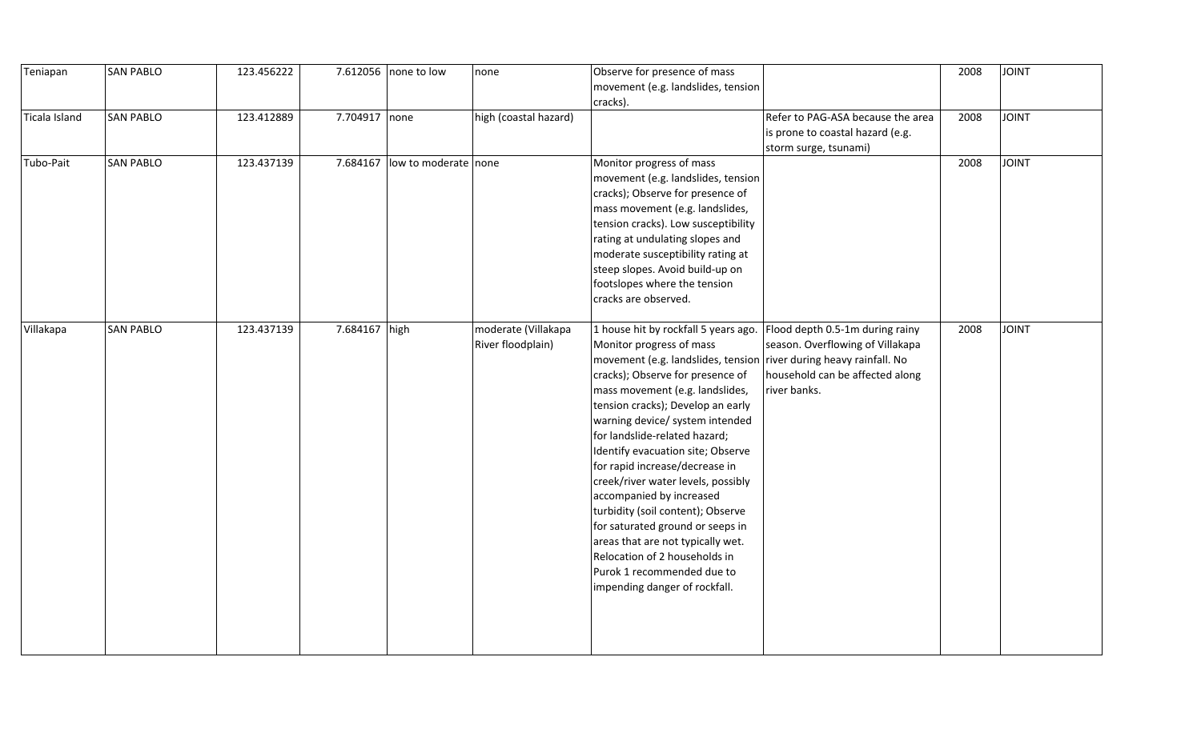| | | | | | | | | | |
|---|---|---|---|---|---|---|---|---|---|
| Teniapan | SAN PABLO | 123.456222 | 7.612056 | none to low | none | Observe for presence of mass movement (e.g. landslides, tension cracks). | | 2008 | JOINT |
| Ticala Island | SAN PABLO | 123.412889 | 7.704917 | none | high (coastal hazard) | | Refer to PAG-ASA because the area is prone to coastal hazard (e.g. storm surge, tsunami) | 2008 | JOINT |
| Tubo-Pait | SAN PABLO | 123.437139 | 7.684167 | low to moderate | none | Monitor progress of mass movement (e.g. landslides, tension cracks); Observe for presence of mass movement (e.g. landslides, tension cracks). Low susceptibility rating at undulating slopes and moderate susceptibility rating at steep slopes. Avoid build-up on footslopes where the tension cracks are observed. | | 2008 | JOINT |
| Villakapa | SAN PABLO | 123.437139 | 7.684167 | high | moderate (Villakapa River floodplain) | 1 house hit by rockfall 5 years ago. Monitor progress of mass movement (e.g. landslides, tension cracks); Observe for presence of mass movement (e.g. landslides, tension cracks); Develop an early warning device/ system intended for landslide-related hazard; Identify evacuation site; Observe for rapid increase/decrease in creek/river water levels, possibly accompanied by increased turbidity (soil content); Observe for saturated ground or seeps in areas that are not typically wet. Relocation of 2 households in Purok 1 recommended due to impending danger of rockfall. | Flood depth 0.5-1m during rainy season. Overflowing of Villakapa river during heavy rainfall. No household can be affected along river banks. | 2008 | JOINT |